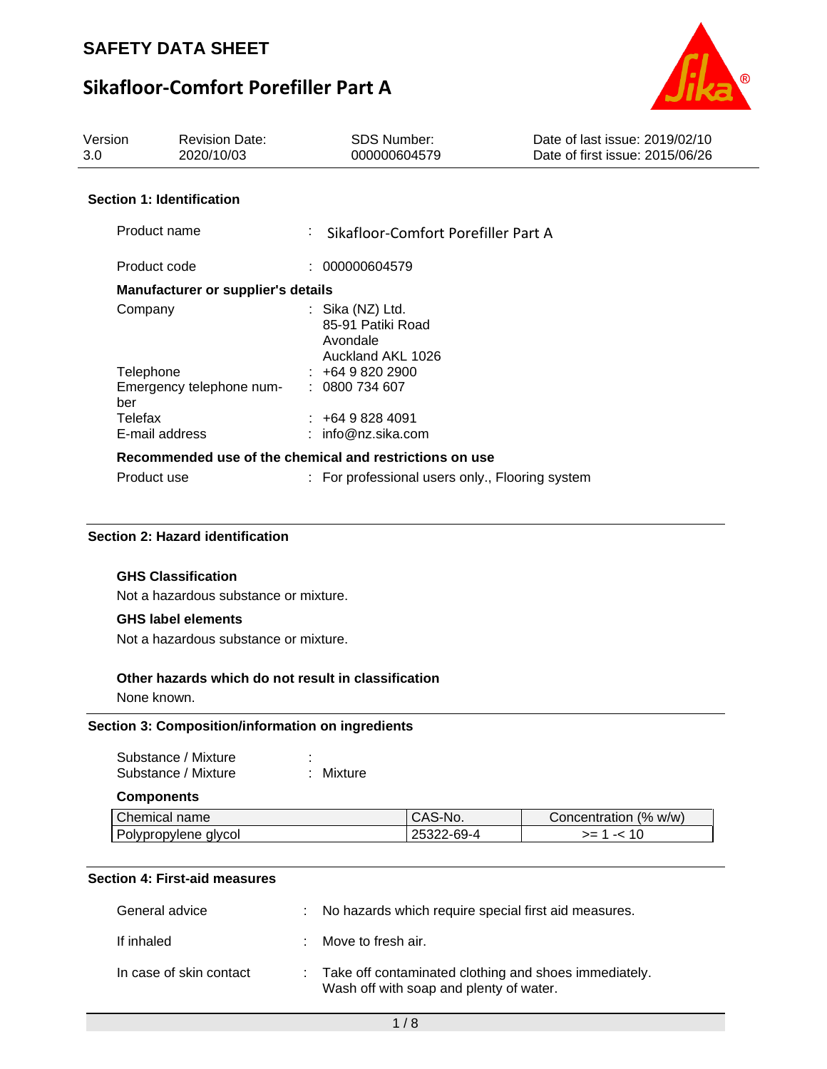# SAFETY DATA SHEET

# Sikafloor-Comfort Porefiller Part A

| Version | Revision Date: | SDS Number: | Date of last issue: 2019/02/10 |
|---|---|---|---|
| 3.0 | 2020/10/03 | 000000604579 | Date of first issue: 2015/06/26 |

## Section 1: Identification

Product name : Sikafloor-Comfort Porefiller Part A

Product code : 000000604579

**Manufacturer or supplier's details**

Company : Sika (NZ) Ltd.
85-91 Patiki Road
Avondale
Auckland AKL 1026

Telephone : +64 9 820 2900

Emergency telephone number : 0800 734 607

Telefax : +64 9 828 4091

E-mail address : info@nz.sika.com

**Recommended use of the chemical and restrictions on use**

Product use : For professional users only., Flooring system

## Section 2: Hazard identification

**GHS Classification**

Not a hazardous substance or mixture.

**GHS label elements**

Not a hazardous substance or mixture.

**Other hazards which do not result in classification**

None known.

## Section 3: Composition/information on ingredients

Substance / Mixture :

Substance / Mixture : Mixture

**Components**

| Chemical name | CAS-No. | Concentration (% w/w) |
|---|---|---|
| Polypropylene glycol | 25322-69-4 | >= 1 -< 10 |

## Section 4: First-aid measures

General advice : No hazards which require special first aid measures.

If inhaled : Move to fresh air.

In case of skin contact : Take off contaminated clothing and shoes immediately.
Wash off with soap and plenty of water.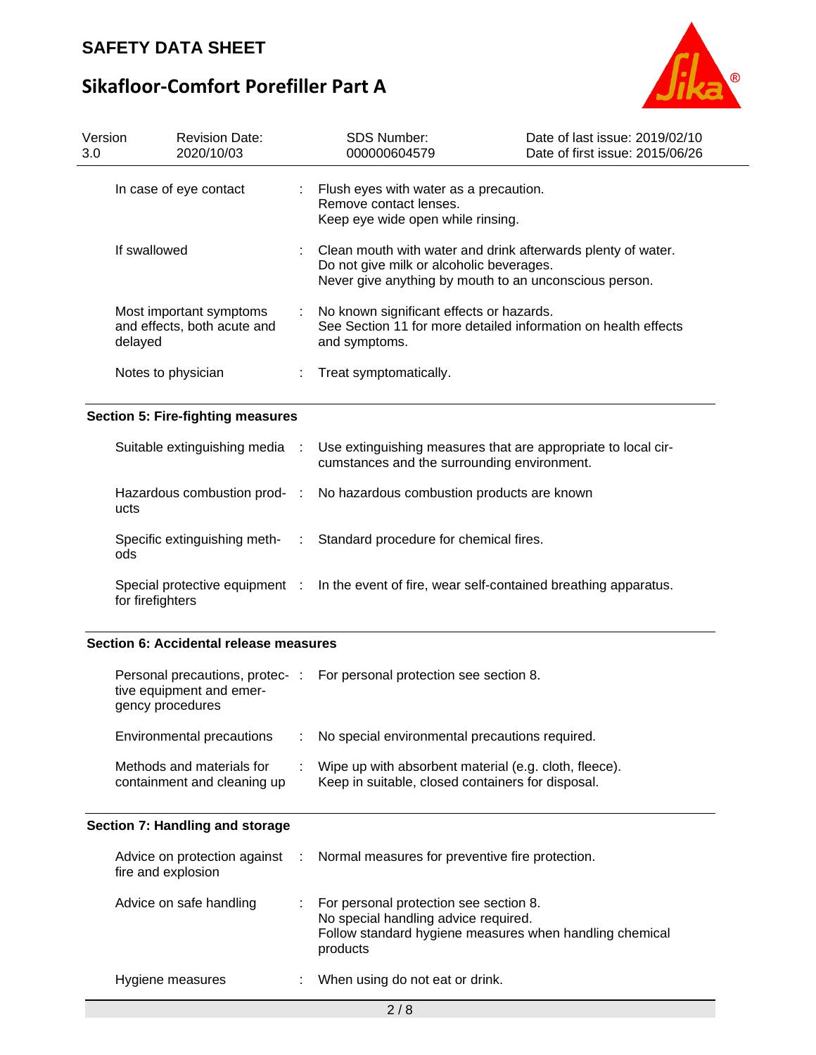| | | | |
|---|---|---|---|
| Version 3.0 | Revision Date: 2020/10/03 | SDS Number: 000000604579 | Date of last issue: 2019/02/10<br>Date of first issue: 2015/06/26 |

| | |
|---|---|
| In case of eye contact | : Flush eyes with water as a precaution.<br>Remove contact lenses.<br>Keep eye wide open while rinsing. |
| If swallowed | : Clean mouth with water and drink afterwards plenty of water.<br>Do not give milk or alcoholic beverages.<br>Never give anything by mouth to an unconscious person. |
| Most important symptoms and effects, both acute and delayed | : No known significant effects or hazards.<br>See Section 11 for more detailed information on health effects and symptoms. |
| Notes to physician | : Treat symptomatically. |

## Section 5: Fire-fighting measures

| | |
|---|---|
| Suitable extinguishing media | : Use extinguishing measures that are appropriate to local circumstances and the surrounding environment. |
| Hazardous combustion products | : No hazardous combustion products are known |
| Specific extinguishing methods | : Standard procedure for chemical fires. |
| Special protective equipment for firefighters | : In the event of fire, wear self-contained breathing apparatus. |

## Section 6: Accidental release measures

| | |
|---|---|
| Personal precautions, protective equipment and emergency procedures | : For personal protection see section 8. |
| Environmental precautions | : No special environmental precautions required. |
| Methods and materials for containment and cleaning up | : Wipe up with absorbent material (e.g. cloth, fleece).<br>Keep in suitable, closed containers for disposal. |

## Section 7: Handling and storage

| | |
|---|---|
| Advice on protection against fire and explosion | : Normal measures for preventive fire protection. |
| Advice on safe handling | : For personal protection see section 8.<br>No special handling advice required.<br>Follow standard hygiene measures when handling chemical products |
| Hygiene measures | : When using do not eat or drink. |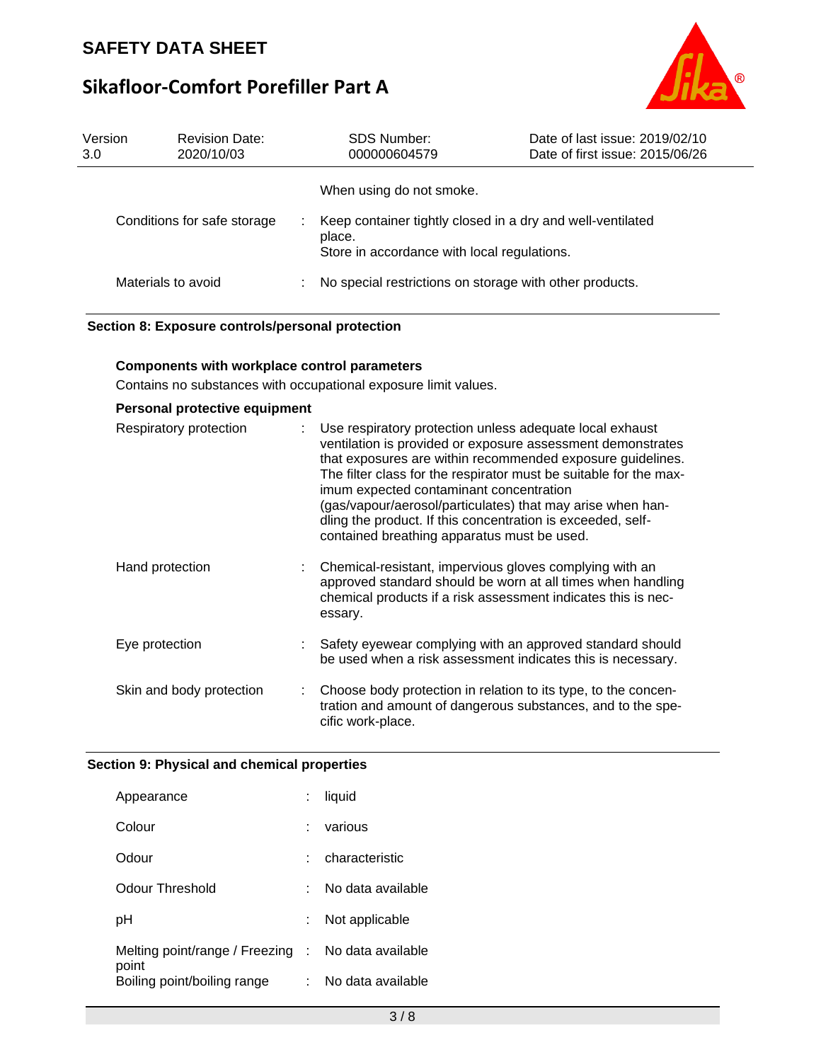When using do not smoke.

| | | |
|---|---|---|
| Conditions for safe storage | : | Keep container tightly closed in a dry and well-ventilated place. Store in accordance with local regulations. |
| Materials to avoid | : | No special restrictions on storage with other products. |

## Section 8: Exposure controls/personal protection

**Components with workplace control parameters**

Contains no substances with occupational exposure limit values.

**Personal protective equipment**

| | | |
|---|---|---|
| Respiratory protection | : | Use respiratory protection unless adequate local exhaust ventilation is provided or exposure assessment demonstrates that exposures are within recommended exposure guidelines. The filter class for the respirator must be suitable for the maximum expected contaminant concentration (gas/vapour/aerosol/particulates) that may arise when handling the product. If this concentration is exceeded, self-contained breathing apparatus must be used. |
| Hand protection | : | Chemical-resistant, impervious gloves complying with an approved standard should be worn at all times when handling chemical products if a risk assessment indicates this is necessary. |
| Eye protection | : | Safety eyewear complying with an approved standard should be used when a risk assessment indicates this is necessary. |
| Skin and body protection | : | Choose body protection in relation to its type, to the concentration and amount of dangerous substances, and to the specific work-place. |

## Section 9: Physical and chemical properties

| | | |
|---|---|---|
| Appearance | : | liquid |
| Colour | : | various |
| Odour | : | characteristic |
| Odour Threshold | : | No data available |
| pH | : | Not applicable |
| Melting point/range / Freezing point | : | No data available |
| Boiling point/boiling range | : | No data available |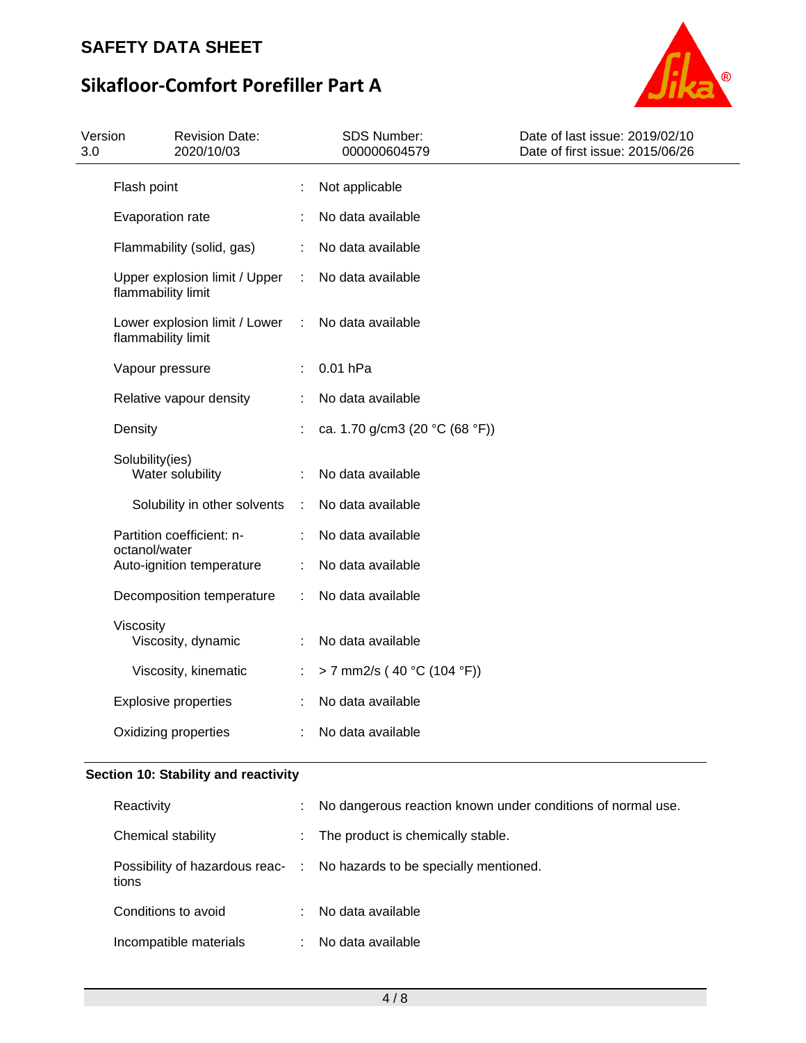| Property | | Value |
|---|---|---|
| Flash point | : | Not applicable |
| Evaporation rate | : | No data available |
| Flammability (solid, gas) | : | No data available |
| Upper explosion limit / Upper flammability limit | : | No data available |
| Lower explosion limit / Lower flammability limit | : | No data available |
| Vapour pressure | : | 0.01 hPa |
| Relative vapour density | : | No data available |
| Density | : | ca. 1.70 g/cm3 (20 °C (68 °F)) |
| Solubility(ies) | | |
| Water solubility | : | No data available |
| Solubility in other solvents | : | No data available |
| Partition coefficient: n-octanol/water | : | No data available |
| Auto-ignition temperature | : | No data available |
| Decomposition temperature | : | No data available |
| Viscosity | | |
| Viscosity, dynamic | : | No data available |
| Viscosity, kinematic | : | > 7 mm2/s ( 40 °C (104 °F)) |
| Explosive properties | : | No data available |
| Oxidizing properties | : | No data available |

## Section 10: Stability and reactivity

| Property | | Value |
|---|---|---|
| Reactivity | : | No dangerous reaction known under conditions of normal use. |
| Chemical stability | : | The product is chemically stable. |
| Possibility of hazardous reactions | : | No hazards to be specially mentioned. |
| Conditions to avoid | : | No data available |
| Incompatible materials | : | No data available |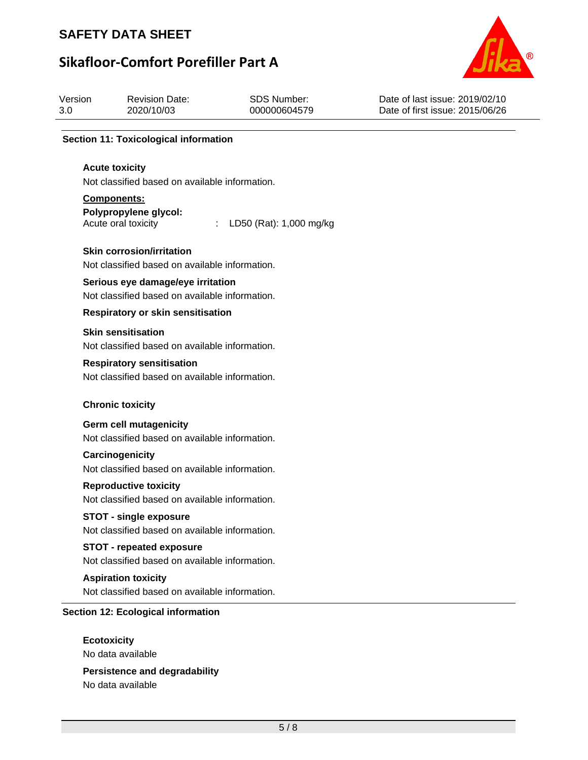## Section 11: Toxicological information

**Acute toxicity**

Not classified based on available information.

**Components:**

**Polypropylene glycol:**

Acute oral toxicity : LD50 (Rat): 1,000 mg/kg

**Skin corrosion/irritation**

Not classified based on available information.

**Serious eye damage/eye irritation**

Not classified based on available information.

**Respiratory or skin sensitisation**

**Skin sensitisation**

Not classified based on available information.

**Respiratory sensitisation**

Not classified based on available information.

**Chronic toxicity**

**Germ cell mutagenicity**

Not classified based on available information.

**Carcinogenicity**

Not classified based on available information.

**Reproductive toxicity**

Not classified based on available information.

**STOT - single exposure**

Not classified based on available information.

**STOT - repeated exposure**

Not classified based on available information.

**Aspiration toxicity**

Not classified based on available information.

## Section 12: Ecological information

**Ecotoxicity**

No data available

**Persistence and degradability**

No data available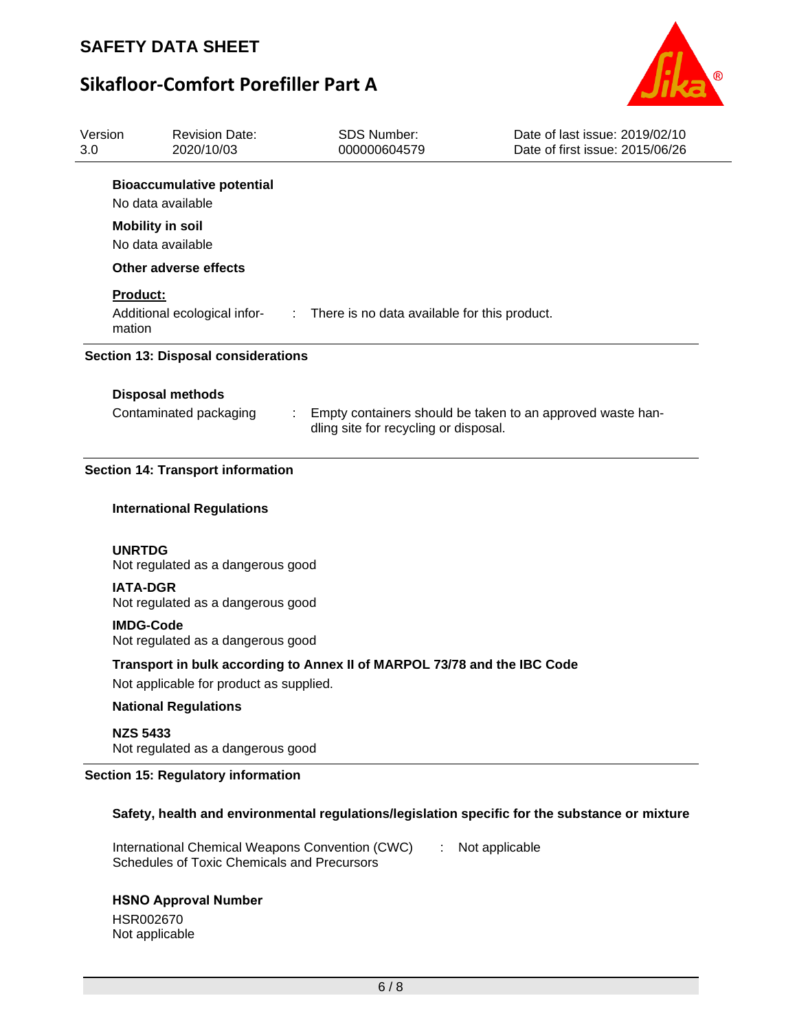**Bioaccumulative potential**

No data available

**Mobility in soil**

No data available

**Other adverse effects**

**Product:**

Additional ecological information : There is no data available for this product.

## Section 13: Disposal considerations

**Disposal methods**

Contaminated packaging : Empty containers should be taken to an approved waste handling site for recycling or disposal.

## Section 14: Transport information

**International Regulations**

**UNRTDG**

Not regulated as a dangerous good

**IATA-DGR**

Not regulated as a dangerous good

**IMDG-Code**

Not regulated as a dangerous good

**Transport in bulk according to Annex II of MARPOL 73/78 and the IBC Code**

Not applicable for product as supplied.

**National Regulations**

**NZS 5433**

Not regulated as a dangerous good

## Section 15: Regulatory information

**Safety, health and environmental regulations/legislation specific for the substance or mixture**

International Chemical Weapons Convention (CWC) Schedules of Toxic Chemicals and Precursors : Not applicable

**HSNO Approval Number**

HSR002670
Not applicable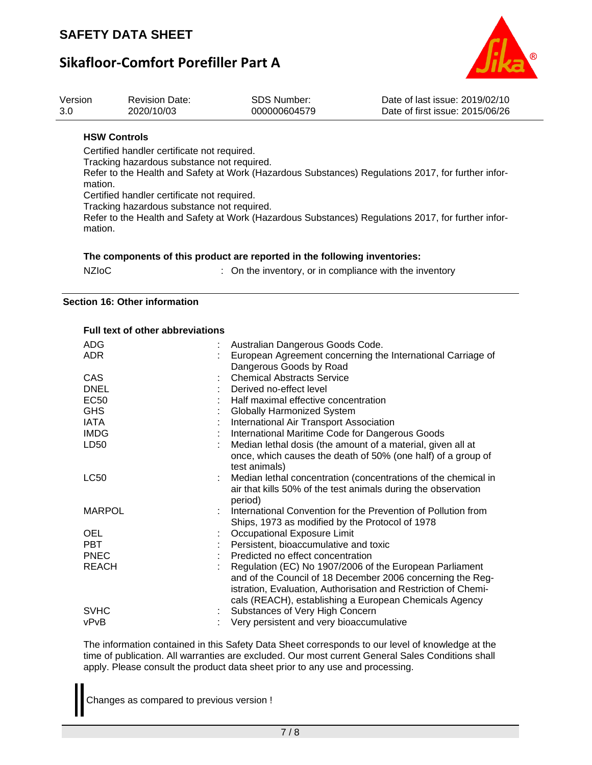**HSW Controls**

Certified handler certificate not required.
Tracking hazardous substance not required.
Refer to the Health and Safety at Work (Hazardous Substances) Regulations 2017, for further information.
Certified handler certificate not required.
Tracking hazardous substance not required.
Refer to the Health and Safety at Work (Hazardous Substances) Regulations 2017, for further information.

**The components of this product are reported in the following inventories:**

| | |
|---|---|
| NZIoC | : On the inventory, or in compliance with the inventory |

## Section 16: Other information

**Full text of other abbreviations**

| | |
|---|---|
| ADG | : Australian Dangerous Goods Code. |
| ADR | : European Agreement concerning the International Carriage of Dangerous Goods by Road |
| CAS | : Chemical Abstracts Service |
| DNEL | : Derived no-effect level |
| EC50 | : Half maximal effective concentration |
| GHS | : Globally Harmonized System |
| IATA | : International Air Transport Association |
| IMDG | : International Maritime Code for Dangerous Goods |
| LD50 | : Median lethal dosis (the amount of a material, given all at once, which causes the death of 50% (one half) of a group of test animals) |
| LC50 | : Median lethal concentration (concentrations of the chemical in air that kills 50% of the test animals during the observation period) |
| MARPOL | : International Convention for the Prevention of Pollution from Ships, 1973 as modified by the Protocol of 1978 |
| OEL | : Occupational Exposure Limit |
| PBT | : Persistent, bioaccumulative and toxic |
| PNEC | : Predicted no effect concentration |
| REACH | : Regulation (EC) No 1907/2006 of the European Parliament and of the Council of 18 December 2006 concerning the Registration, Evaluation, Authorisation and Restriction of Chemicals (REACH), establishing a European Chemicals Agency |
| SVHC | : Substances of Very High Concern |
| vPvB | : Very persistent and very bioaccumulative |

The information contained in this Safety Data Sheet corresponds to our level of knowledge at the time of publication. All warranties are excluded. Our most current General Sales Conditions shall apply. Please consult the product data sheet prior to any use and processing.

Changes as compared to previous version !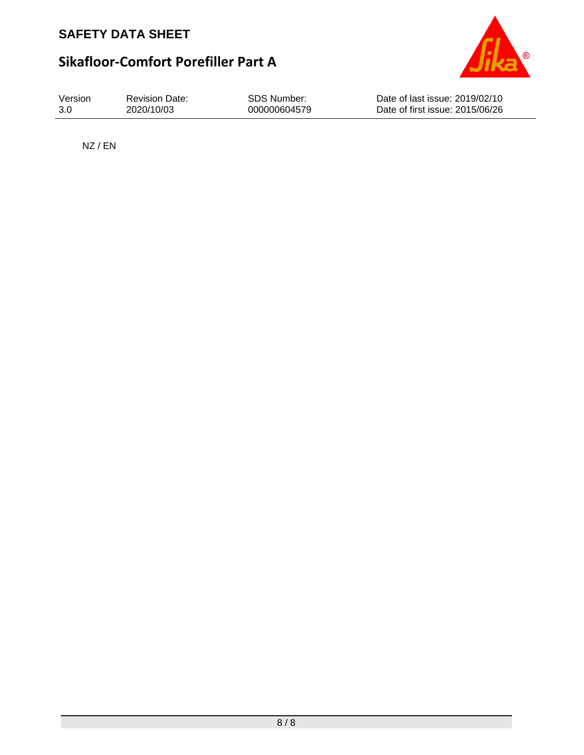NZ / EN